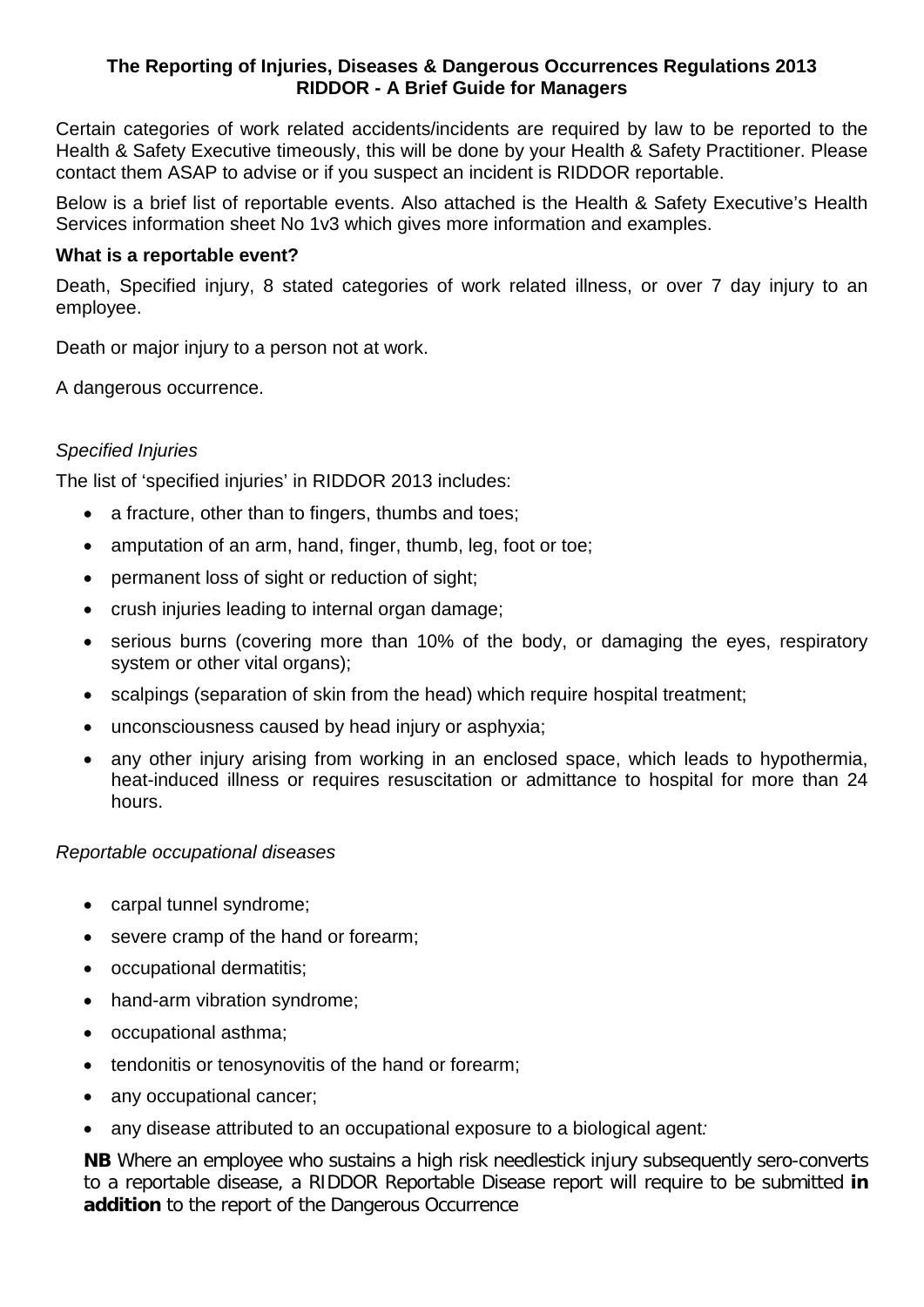# The Reporting of Injuries, Diseases & Dangerous Occurrences Regulations 2013
## RIDDOR - A Brief Guide for Managers

Certain categories of work related accidents/incidents are required by law to be reported to the Health & Safety Executive timeously, this will be done by your Health & Safety Practitioner. Please contact them ASAP to advise or if you suspect an incident is RIDDOR reportable.

Below is a brief list of reportable events. Also attached is the Health & Safety Executive's Health Services information sheet No 1v3 which gives more information and examples.

**What is a reportable event?**

Death, Specified injury, 8 stated categories of work related illness, or over 7 day injury to an employee.

Death or major injury to a person not at work.

A dangerous occurrence.

*Specified Injuries*

The list of 'specified injuries' in RIDDOR 2013 includes:

- a fracture, other than to fingers, thumbs and toes;
- amputation of an arm, hand, finger, thumb, leg, foot or toe;
- permanent loss of sight or reduction of sight;
- crush injuries leading to internal organ damage;
- serious burns (covering more than 10% of the body, or damaging the eyes, respiratory system or other vital organs);
- scalpings (separation of skin from the head) which require hospital treatment;
- unconsciousness caused by head injury or asphyxia;
- any other injury arising from working in an enclosed space, which leads to hypothermia, heat-induced illness or requires resuscitation or admittance to hospital for more than 24 hours.

*Reportable occupational diseases*

- carpal tunnel syndrome;
- severe cramp of the hand or forearm;
- occupational dermatitis;
- hand-arm vibration syndrome;
- occupational asthma;
- tendonitis or tenosynovitis of the hand or forearm;
- any occupational cancer;
- any disease attributed to an occupational exposure to a biological agent*:*

**NB** Where an employee who sustains a high risk needlestick injury subsequently sero-converts to a reportable disease, a RIDDOR Reportable Disease report will require to be submitted **in addition** to the report of the Dangerous Occurrence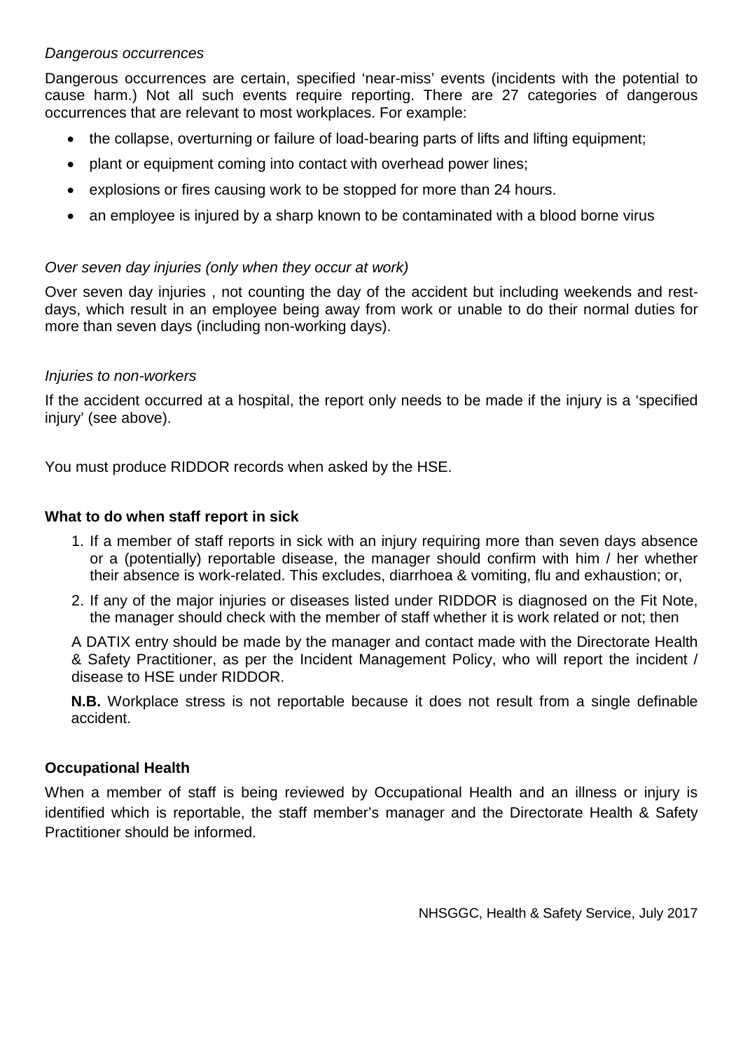*Dangerous occurrences*

Dangerous occurrences are certain, specified 'near-miss' events (incidents with the potential to cause harm.) Not all such events require reporting. There are 27 categories of dangerous occurrences that are relevant to most workplaces. For example:

- the collapse, overturning or failure of load-bearing parts of lifts and lifting equipment;
- plant or equipment coming into contact with overhead power lines;
- explosions or fires causing work to be stopped for more than 24 hours.
- an employee is injured by a sharp known to be contaminated with a blood borne virus

*Over seven day injuries (only when they occur at work)*

Over seven day injuries , not counting the day of the accident but including weekends and rest-days, which result in an employee being away from work or unable to do their normal duties for more than seven days (including non-working days).

*Injuries to non-workers*

If the accident occurred at a hospital, the report only needs to be made if the injury is a 'specified injury' (see above).

You must produce RIDDOR records when asked by the HSE.

**What to do when staff report in sick**

1. If a member of staff reports in sick with an injury requiring more than seven days absence or a (potentially) reportable disease, the manager should confirm with him / her whether their absence is work-related. This excludes, diarrhoea & vomiting, flu and exhaustion; or,
2. If any of the major injuries or diseases listed under RIDDOR is diagnosed on the Fit Note, the manager should check with the member of staff whether it is work related or not; then

A DATIX entry should be made by the manager and contact made with the Directorate Health & Safety Practitioner, as per the Incident Management Policy, who will report the incident / disease to HSE under RIDDOR.

**N.B.** Workplace stress is not reportable because it does not result from a single definable accident.

**Occupational Health**

When a member of staff is being reviewed by Occupational Health and an illness or injury is identified which is reportable, the staff member's manager and the Directorate Health & Safety Practitioner should be informed.

NHSGGC, Health & Safety Service, July 2017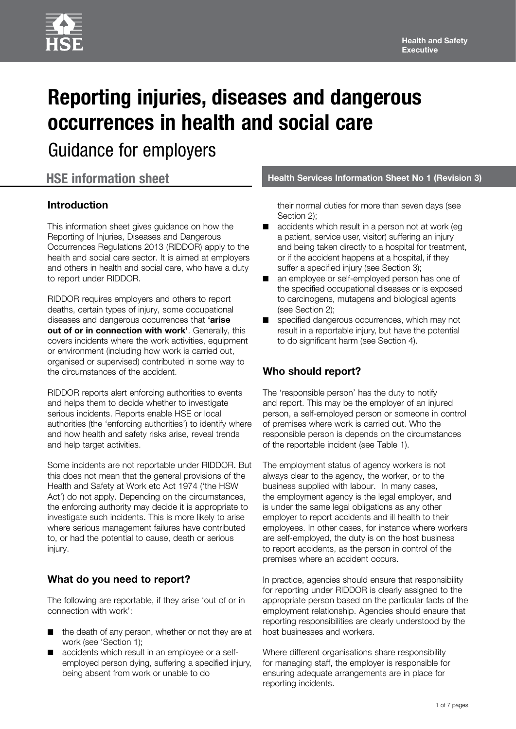# Reporting injuries, diseases and dangerous occurrences in health and social care

Guidance for employers

## HSE information sheet

**Health Services Information Sheet No 1 (Revision 3)**

### Introduction

This information sheet gives guidance on how the Reporting of Injuries, Diseases and Dangerous Occurrences Regulations 2013 (RIDDOR) apply to the health and social care sector. It is aimed at employers and others in health and social care, who have a duty to report under RIDDOR.

RIDDOR requires employers and others to report deaths, certain types of injury, some occupational diseases and dangerous occurrences that **'arise out of or in connection with work'**. Generally, this covers incidents where the work activities, equipment or environment (including how work is carried out, organised or supervised) contributed in some way to the circumstances of the accident.

RIDDOR reports alert enforcing authorities to events and helps them to decide whether to investigate serious incidents. Reports enable HSE or local authorities (the 'enforcing authorities') to identify where and how health and safety risks arise, reveal trends and help target activities.

Some incidents are not reportable under RIDDOR. But this does not mean that the general provisions of the Health and Safety at Work etc Act 1974 ('the HSW Act') do not apply. Depending on the circumstances, the enforcing authority may decide it is appropriate to investigate such incidents. This is more likely to arise where serious management failures have contributed to, or had the potential to cause, death or serious injury.

### What do you need to report?

The following are reportable, if they arise 'out of or in connection with work':

- the death of any person, whether or not they are at work (see 'Section 1);
- accidents which result in an employee or a self-employed person dying, suffering a specified injury, being absent from work or unable to do their normal duties for more than seven days (see Section 2);
- accidents which result in a person not at work (eg a patient, service user, visitor) suffering an injury and being taken directly to a hospital for treatment, or if the accident happens at a hospital, if they suffer a specified injury (see Section 3);
- an employee or self-employed person has one of the specified occupational diseases or is exposed to carcinogens, mutagens and biological agents (see Section 2);
- specified dangerous occurrences, which may not result in a reportable injury, but have the potential to do significant harm (see Section 4).

### Who should report?

The 'responsible person' has the duty to notify and report. This may be the employer of an injured person, a self-employed person or someone in control of premises where work is carried out. Who the responsible person is depends on the circumstances of the reportable incident (see Table 1).

The employment status of agency workers is not always clear to the agency, the worker, or to the business supplied with labour. In many cases, the employment agency is the legal employer, and is under the same legal obligations as any other employer to report accidents and ill health to their employees. In other cases, for instance where workers are self-employed, the duty is on the host business to report accidents, as the person in control of the premises where an accident occurs.

In practice, agencies should ensure that responsibility for reporting under RIDDOR is clearly assigned to the appropriate person based on the particular facts of the employment relationship. Agencies should ensure that reporting responsibilities are clearly understood by the host businesses and workers.

Where different organisations share responsibility for managing staff, the employer is responsible for ensuring adequate arrangements are in place for reporting incidents.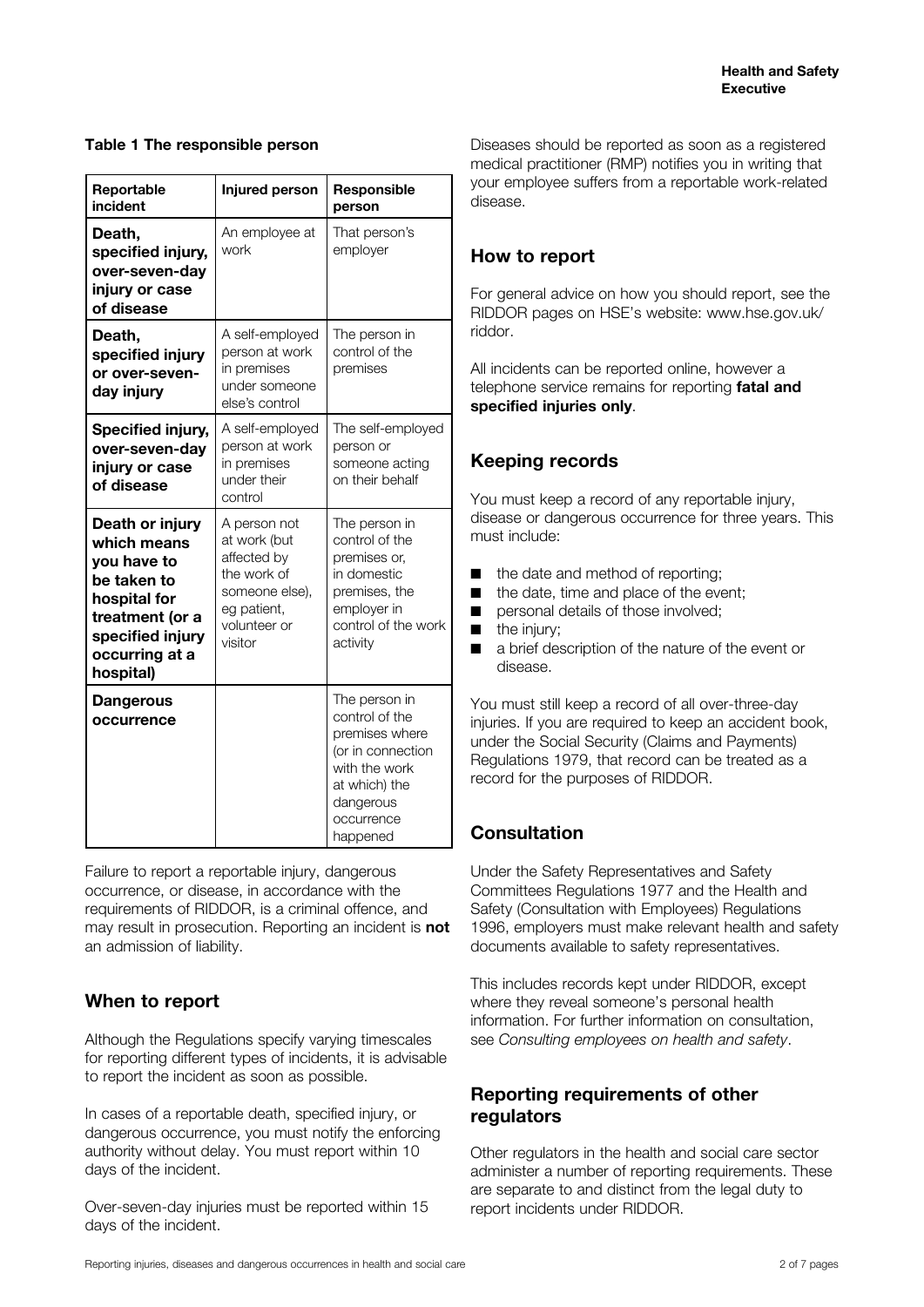**Table 1 The responsible person**

| Reportable incident | Injured person | Responsible person |
|---|---|---|
| **Death, specified injury, over-seven-day injury or case of disease** | An employee at work | That person's employer |
| **Death, specified injury or over-seven-day injury** | A self-employed person at work in premises under someone else's control | The person in control of the premises |
| **Specified injury, over-seven-day injury or case of disease** | A self-employed person at work in premises under their control | The self-employed person or someone acting on their behalf |
| **Death or injury which means you have to be taken to hospital for treatment (or a specified injury occurring at a hospital)** | A person not at work (but affected by the work of someone else), eg patient, volunteer or visitor | The person in control of the premises or, in domestic premises, the employer in control of the work activity |
| **Dangerous occurrence** | | The person in control of the premises where (or in connection with the work at which) the dangerous occurrence happened |

Failure to report a reportable injury, dangerous occurrence, or disease, in accordance with the requirements of RIDDOR, is a criminal offence, and may result in prosecution. Reporting an incident is **not** an admission of liability.

## When to report

Although the Regulations specify varying timescales for reporting different types of incidents, it is advisable to report the incident as soon as possible.

In cases of a reportable death, specified injury, or dangerous occurrence, you must notify the enforcing authority without delay. You must report within 10 days of the incident.

Over-seven-day injuries must be reported within 15 days of the incident.

Diseases should be reported as soon as a registered medical practitioner (RMP) notifies you in writing that your employee suffers from a reportable work-related disease.

## How to report

For general advice on how you should report, see the RIDDOR pages on HSE's website: www.hse.gov.uk/riddor.

All incidents can be reported online, however a telephone service remains for reporting **fatal and specified injuries only**.

## Keeping records

You must keep a record of any reportable injury, disease or dangerous occurrence for three years. This must include:

- the date and method of reporting;
- the date, time and place of the event;
- personal details of those involved;
- the injury;
- a brief description of the nature of the event or disease.

You must still keep a record of all over-three-day injuries. If you are required to keep an accident book, under the Social Security (Claims and Payments) Regulations 1979, that record can be treated as a record for the purposes of RIDDOR.

## Consultation

Under the Safety Representatives and Safety Committees Regulations 1977 and the Health and Safety (Consultation with Employees) Regulations 1996, employers must make relevant health and safety documents available to safety representatives.

This includes records kept under RIDDOR, except where they reveal someone's personal health information. For further information on consultation, see *Consulting employees on health and safety*.

## Reporting requirements of other regulators

Other regulators in the health and social care sector administer a number of reporting requirements. These are separate to and distinct from the legal duty to report incidents under RIDDOR.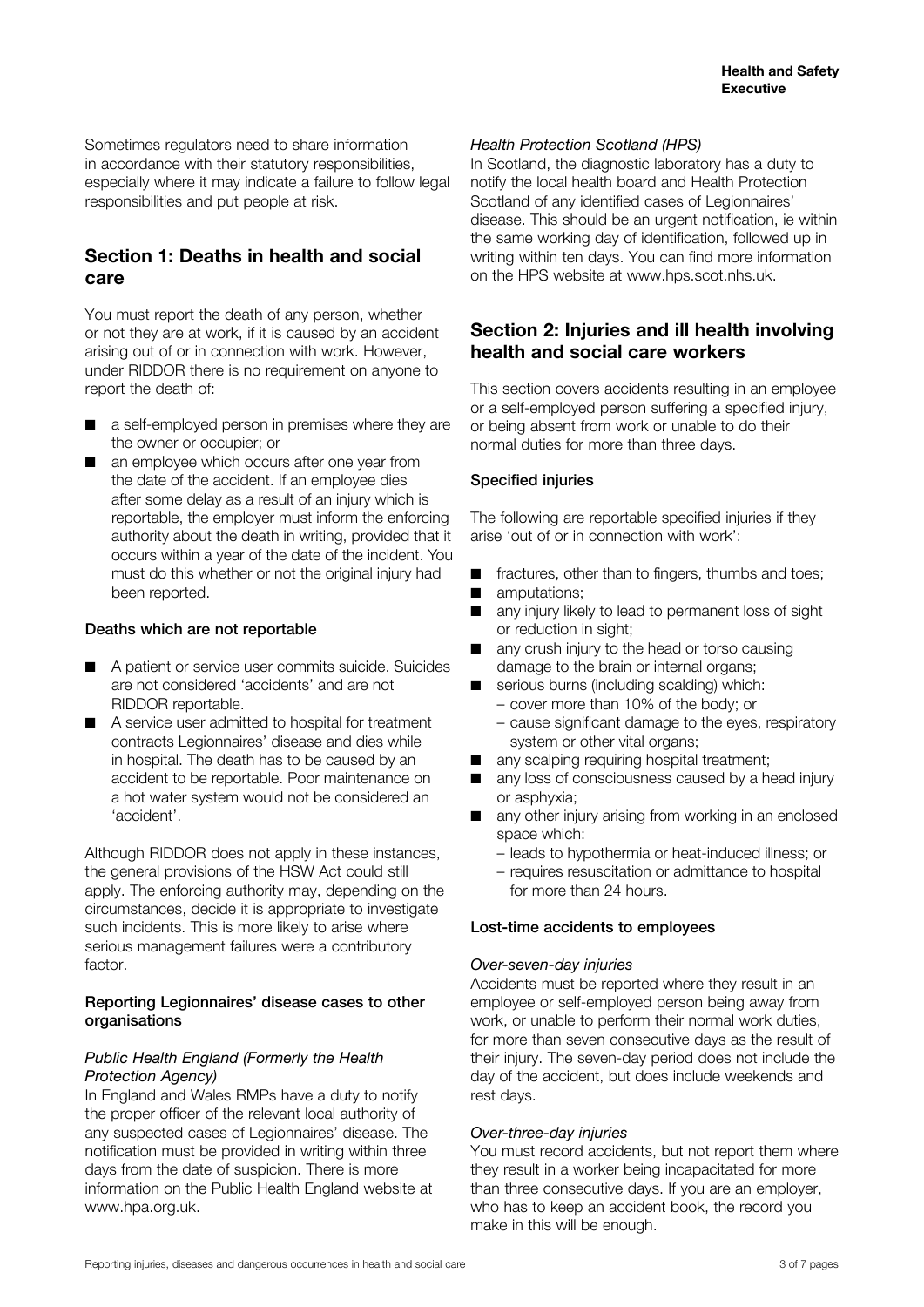Sometimes regulators need to share information in accordance with their statutory responsibilities, especially where it may indicate a failure to follow legal responsibilities and put people at risk.

## Section 1: Deaths in health and social care

You must report the death of any person, whether or not they are at work, if it is caused by an accident arising out of or in connection with work. However, under RIDDOR there is no requirement on anyone to report the death of:

- a self-employed person in premises where they are the owner or occupier; or
- an employee which occurs after one year from the date of the accident. If an employee dies after some delay as a result of an injury which is reportable, the employer must inform the enforcing authority about the death in writing, provided that it occurs within a year of the date of the incident. You must do this whether or not the original injury had been reported.

### Deaths which are not reportable

- A patient or service user commits suicide. Suicides are not considered 'accidents' and are not RIDDOR reportable.
- A service user admitted to hospital for treatment contracts Legionnaires' disease and dies while in hospital. The death has to be caused by an accident to be reportable. Poor maintenance on a hot water system would not be considered an 'accident'.

Although RIDDOR does not apply in these instances, the general provisions of the HSW Act could still apply. The enforcing authority may, depending on the circumstances, decide it is appropriate to investigate such incidents. This is more likely to arise where serious management failures were a contributory factor.

### Reporting Legionnaires' disease cases to other organisations

*Public Health England (Formerly the Health Protection Agency)*
In England and Wales RMPs have a duty to notify the proper officer of the relevant local authority of any suspected cases of Legionnaires' disease. The notification must be provided in writing within three days from the date of suspicion. There is more information on the Public Health England website at www.hpa.org.uk.

*Health Protection Scotland (HPS)*
In Scotland, the diagnostic laboratory has a duty to notify the local health board and Health Protection Scotland of any identified cases of Legionnaires' disease. This should be an urgent notification, ie within the same working day of identification, followed up in writing within ten days. You can find more information on the HPS website at www.hps.scot.nhs.uk.

## Section 2: Injuries and ill health involving health and social care workers

This section covers accidents resulting in an employee or a self-employed person suffering a specified injury, or being absent from work or unable to do their normal duties for more than three days.

### Specified injuries

The following are reportable specified injuries if they arise 'out of or in connection with work':

- fractures, other than to fingers, thumbs and toes;
- amputations;
- any injury likely to lead to permanent loss of sight or reduction in sight;
- any crush injury to the head or torso causing damage to the brain or internal organs;
- serious burns (including scalding) which:
  - cover more than 10% of the body; or
  - cause significant damage to the eyes, respiratory system or other vital organs;
- any scalping requiring hospital treatment;
- any loss of consciousness caused by a head injury or asphyxia;
- any other injury arising from working in an enclosed space which:
  - leads to hypothermia or heat-induced illness; or
  - requires resuscitation or admittance to hospital for more than 24 hours.

### Lost-time accidents to employees

*Over-seven-day injuries*
Accidents must be reported where they result in an employee or self-employed person being away from work, or unable to perform their normal work duties, for more than seven consecutive days as the result of their injury. The seven-day period does not include the day of the accident, but does include weekends and rest days.

*Over-three-day injuries*
You must record accidents, but not report them where they result in a worker being incapacitated for more than three consecutive days. If you are an employer, who has to keep an accident book, the record you make in this will be enough.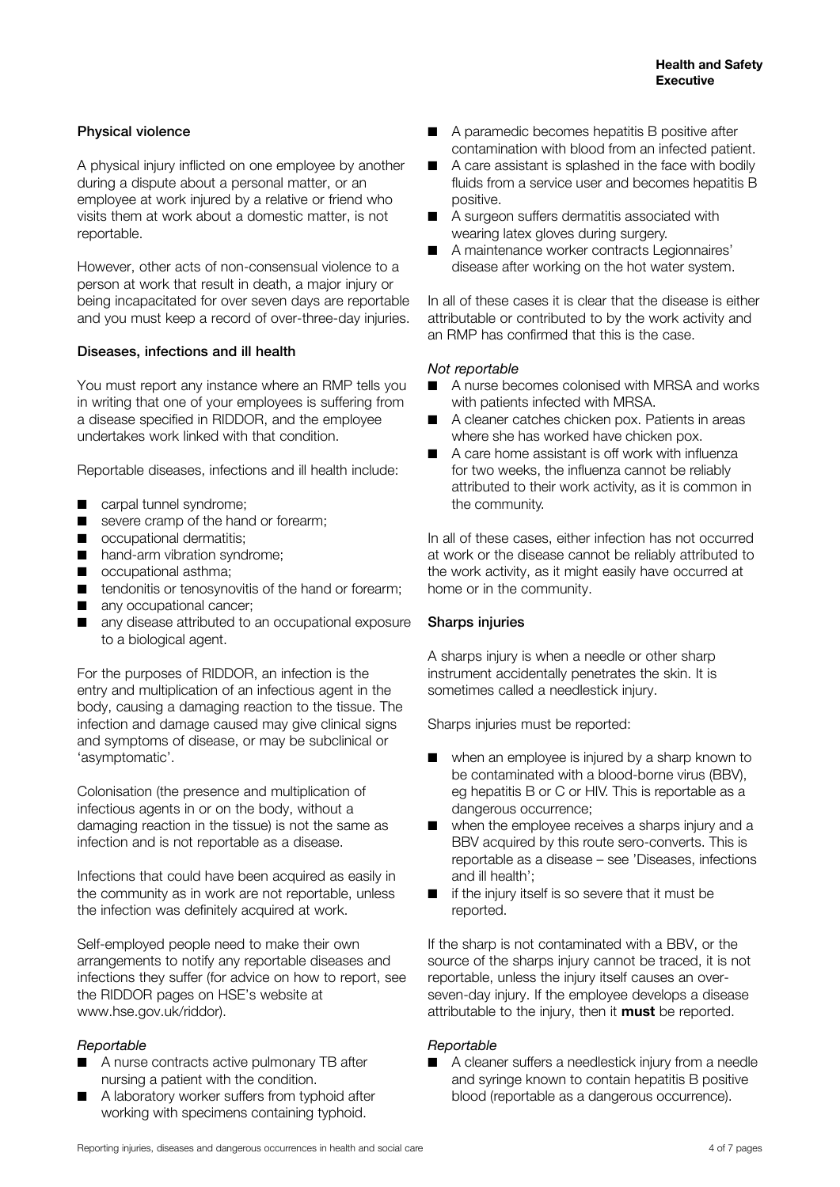### Physical violence

A physical injury inflicted on one employee by another during a dispute about a personal matter, or an employee at work injured by a relative or friend who visits them at work about a domestic matter, is not reportable.

However, other acts of non-consensual violence to a person at work that result in death, a major injury or being incapacitated for over seven days are reportable and you must keep a record of over-three-day injuries.

### Diseases, infections and ill health

You must report any instance where an RMP tells you in writing that one of your employees is suffering from a disease specified in RIDDOR, and the employee undertakes work linked with that condition.

Reportable diseases, infections and ill health include:

- carpal tunnel syndrome;
- severe cramp of the hand or forearm;
- occupational dermatitis;
- hand-arm vibration syndrome;
- occupational asthma;
- tendonitis or tenosynovitis of the hand or forearm;
- any occupational cancer;
- any disease attributed to an occupational exposure to a biological agent.

For the purposes of RIDDOR, an infection is the entry and multiplication of an infectious agent in the body, causing a damaging reaction to the tissue. The infection and damage caused may give clinical signs and symptoms of disease, or may be subclinical or 'asymptomatic'.

Colonisation (the presence and multiplication of infectious agents in or on the body, without a damaging reaction in the tissue) is not the same as infection and is not reportable as a disease.

Infections that could have been acquired as easily in the community as in work are not reportable, unless the infection was definitely acquired at work.

Self-employed people need to make their own arrangements to notify any reportable diseases and infections they suffer (for advice on how to report, see the RIDDOR pages on HSE's website at www.hse.gov.uk/riddor).

*Reportable*

- A nurse contracts active pulmonary TB after nursing a patient with the condition.
- A laboratory worker suffers from typhoid after working with specimens containing typhoid.
- A paramedic becomes hepatitis B positive after contamination with blood from an infected patient.
- A care assistant is splashed in the face with bodily fluids from a service user and becomes hepatitis B positive.
- A surgeon suffers dermatitis associated with wearing latex gloves during surgery.
- A maintenance worker contracts Legionnaires' disease after working on the hot water system.

In all of these cases it is clear that the disease is either attributable or contributed to by the work activity and an RMP has confirmed that this is the case.

*Not reportable*

- A nurse becomes colonised with MRSA and works with patients infected with MRSA.
- A cleaner catches chicken pox. Patients in areas where she has worked have chicken pox.
- A care home assistant is off work with influenza for two weeks, the influenza cannot be reliably attributed to their work activity, as it is common in the community.

In all of these cases, either infection has not occurred at work or the disease cannot be reliably attributed to the work activity, as it might easily have occurred at home or in the community.

### Sharps injuries

A sharps injury is when a needle or other sharp instrument accidentally penetrates the skin. It is sometimes called a needlestick injury.

Sharps injuries must be reported:

- when an employee is injured by a sharp known to be contaminated with a blood-borne virus (BBV), eg hepatitis B or C or HIV. This is reportable as a dangerous occurrence;
- when the employee receives a sharps injury and a BBV acquired by this route sero-converts. This is reportable as a disease – see 'Diseases, infections and ill health';
- if the injury itself is so severe that it must be reported.

If the sharp is not contaminated with a BBV, or the source of the sharps injury cannot be traced, it is not reportable, unless the injury itself causes an over-seven-day injury. If the employee develops a disease attributable to the injury, then it **must** be reported.

*Reportable*

- A cleaner suffers a needlestick injury from a needle and syringe known to contain hepatitis B positive blood (reportable as a dangerous occurrence).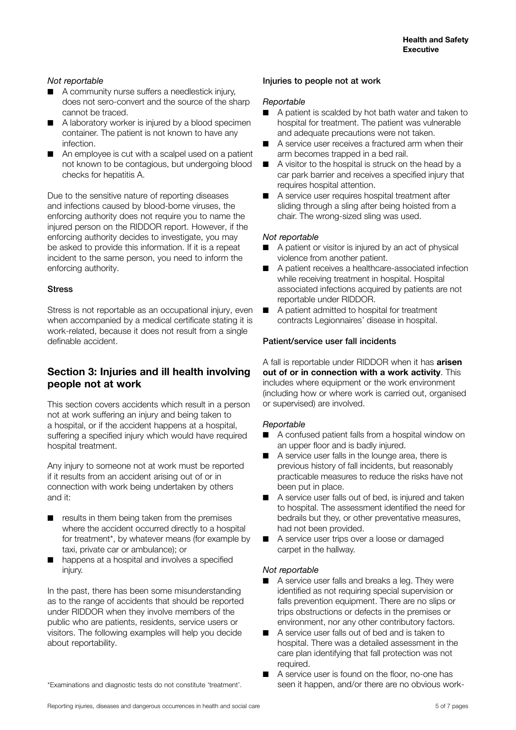*Not reportable*

- A community nurse suffers a needlestick injury, does not sero-convert and the source of the sharp cannot be traced.
- A laboratory worker is injured by a blood specimen container. The patient is not known to have any infection.
- An employee is cut with a scalpel used on a patient not known to be contagious, but undergoing blood checks for hepatitis A.

Due to the sensitive nature of reporting diseases and infections caused by blood-borne viruses, the enforcing authority does not require you to name the injured person on the RIDDOR report. However, if the enforcing authority decides to investigate, you may be asked to provide this information. If it is a repeat incident to the same person, you need to inform the enforcing authority.

### Stress

Stress is not reportable as an occupational injury, even when accompanied by a medical certificate stating it is work-related, because it does not result from a single definable accident.

## Section 3: Injuries and ill health involving people not at work

This section covers accidents which result in a person not at work suffering an injury and being taken to a hospital, or if the accident happens at a hospital, suffering a specified injury which would have required hospital treatment.

Any injury to someone not at work must be reported if it results from an accident arising out of or in connection with work being undertaken by others and it:

- results in them being taken from the premises where the accident occurred directly to a hospital for treatment*, by whatever means (for example by taxi, private car or ambulance); or
- happens at a hospital and involves a specified injury.

In the past, there has been some misunderstanding as to the range of accidents that should be reported under RIDDOR when they involve members of the public who are patients, residents, service users or visitors. The following examples will help you decide about reportability.

*Examinations and diagnostic tests do not constitute 'treatment'.

### Injuries to people not at work

*Reportable*

- A patient is scalded by hot bath water and taken to hospital for treatment. The patient was vulnerable and adequate precautions were not taken.
- A service user receives a fractured arm when their arm becomes trapped in a bed rail.
- A visitor to the hospital is struck on the head by a car park barrier and receives a specified injury that requires hospital attention.
- A service user requires hospital treatment after sliding through a sling after being hoisted from a chair. The wrong-sized sling was used.

*Not reportable*

- A patient or visitor is injured by an act of physical violence from another patient.
- A patient receives a healthcare-associated infection while receiving treatment in hospital. Hospital associated infections acquired by patients are not reportable under RIDDOR.
- A patient admitted to hospital for treatment contracts Legionnaires' disease in hospital.

### Patient/service user fall incidents

A fall is reportable under RIDDOR when it has **arisen out of or in connection with a work activity**. This includes where equipment or the work environment (including how or where work is carried out, organised or supervised) are involved.

*Reportable*

- A confused patient falls from a hospital window on an upper floor and is badly injured.
- A service user falls in the lounge area, there is previous history of fall incidents, but reasonably practicable measures to reduce the risks have not been put in place.
- A service user falls out of bed, is injured and taken to hospital. The assessment identified the need for bedrails but they, or other preventative measures, had not been provided.
- A service user trips over a loose or damaged carpet in the hallway.

*Not reportable*

- A service user falls and breaks a leg. They were identified as not requiring special supervision or falls prevention equipment. There are no slips or trips obstructions or defects in the premises or environment, nor any other contributory factors.
- A service user falls out of bed and is taken to hospital. There was a detailed assessment in the care plan identifying that fall protection was not required.
- A service user is found on the floor, no-one has seen it happen, and/or there are no obvious work-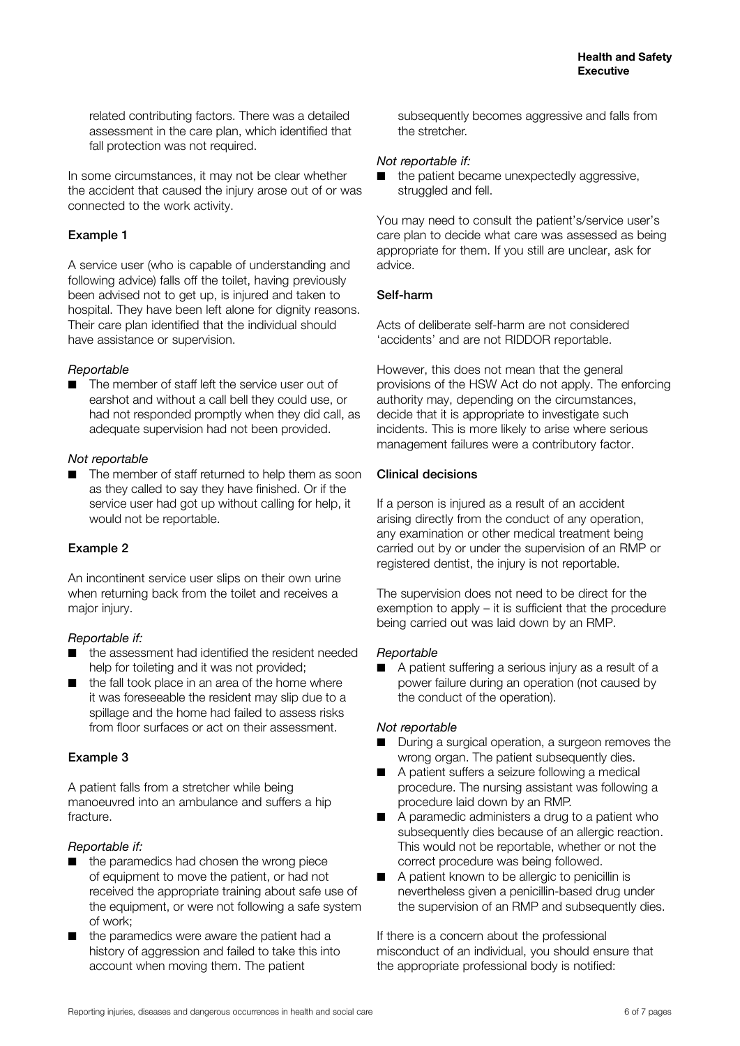related contributing factors. There was a detailed assessment in the care plan, which identified that fall protection was not required.

In some circumstances, it may not be clear whether the accident that caused the injury arose out of or was connected to the work activity.

#### Example 1

A service user (who is capable of understanding and following advice) falls off the toilet, having previously been advised not to get up, is injured and taken to hospital. They have been left alone for dignity reasons. Their care plan identified that the individual should have assistance or supervision.

*Reportable*

- The member of staff left the service user out of earshot and without a call bell they could use, or had not responded promptly when they did call, as adequate supervision had not been provided.

*Not reportable*

- The member of staff returned to help them as soon as they called to say they have finished. Or if the service user had got up without calling for help, it would not be reportable.

#### Example 2

An incontinent service user slips on their own urine when returning back from the toilet and receives a major injury.

*Reportable if:*

- the assessment had identified the resident needed help for toileting and it was not provided;
- the fall took place in an area of the home where it was foreseeable the resident may slip due to a spillage and the home had failed to assess risks from floor surfaces or act on their assessment.

#### Example 3

A patient falls from a stretcher while being manoeuvred into an ambulance and suffers a hip fracture.

*Reportable if:*

- the paramedics had chosen the wrong piece of equipment to move the patient, or had not received the appropriate training about safe use of the equipment, or were not following a safe system of work;
- the paramedics were aware the patient had a history of aggression and failed to take this into account when moving them. The patient subsequently becomes aggressive and falls from the stretcher.

*Not reportable if:*

- the patient became unexpectedly aggressive, struggled and fell.

You may need to consult the patient's/service user's care plan to decide what care was assessed as being appropriate for them. If you still are unclear, ask for advice.

#### Self-harm

Acts of deliberate self-harm are not considered 'accidents' and are not RIDDOR reportable.

However, this does not mean that the general provisions of the HSW Act do not apply. The enforcing authority may, depending on the circumstances, decide that it is appropriate to investigate such incidents. This is more likely to arise where serious management failures were a contributory factor.

#### Clinical decisions

If a person is injured as a result of an accident arising directly from the conduct of any operation, any examination or other medical treatment being carried out by or under the supervision of an RMP or registered dentist, the injury is not reportable.

The supervision does not need to be direct for the exemption to apply – it is sufficient that the procedure being carried out was laid down by an RMP.

*Reportable*

- A patient suffering a serious injury as a result of a power failure during an operation (not caused by the conduct of the operation).

*Not reportable*

- During a surgical operation, a surgeon removes the wrong organ. The patient subsequently dies.
- A patient suffers a seizure following a medical procedure. The nursing assistant was following a procedure laid down by an RMP.
- A paramedic administers a drug to a patient who subsequently dies because of an allergic reaction. This would not be reportable, whether or not the correct procedure was being followed.
- A patient known to be allergic to penicillin is nevertheless given a penicillin-based drug under the supervision of an RMP and subsequently dies.

If there is a concern about the professional misconduct of an individual, you should ensure that the appropriate professional body is notified: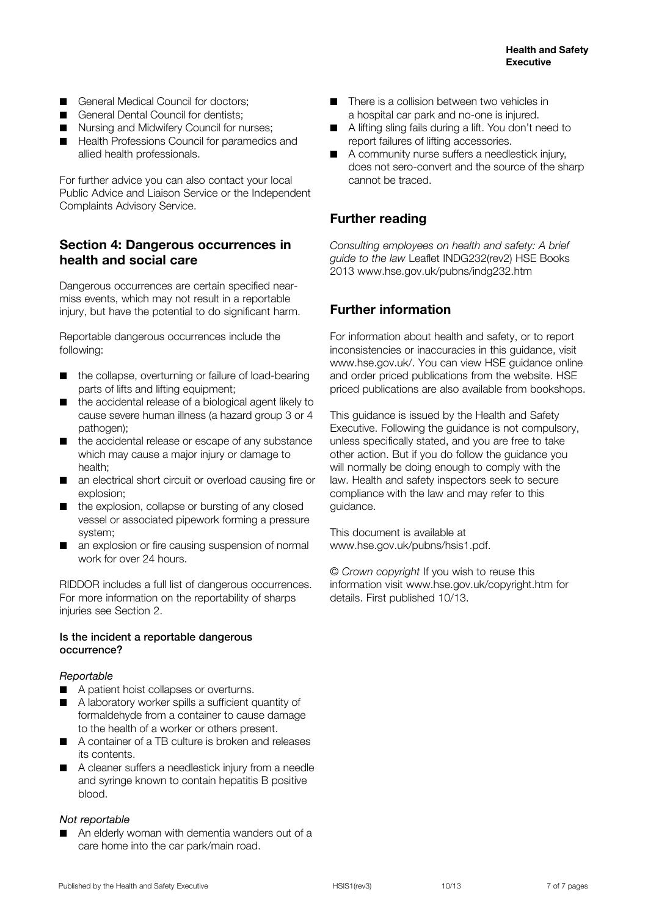- General Medical Council for doctors;
- General Dental Council for dentists;
- Nursing and Midwifery Council for nurses;
- Health Professions Council for paramedics and allied health professionals.

For further advice you can also contact your local Public Advice and Liaison Service or the Independent Complaints Advisory Service.

## Section 4: Dangerous occurrences in health and social care

Dangerous occurrences are certain specified near-miss events, which may not result in a reportable injury, but have the potential to do significant harm.

Reportable dangerous occurrences include the following:

- the collapse, overturning or failure of load-bearing parts of lifts and lifting equipment;
- the accidental release of a biological agent likely to cause severe human illness (a hazard group 3 or 4 pathogen);
- the accidental release or escape of any substance which may cause a major injury or damage to health;
- an electrical short circuit or overload causing fire or explosion;
- the explosion, collapse or bursting of any closed vessel or associated pipework forming a pressure system;
- an explosion or fire causing suspension of normal work for over 24 hours.

RIDDOR includes a full list of dangerous occurrences. For more information on the reportability of sharps injuries see Section 2.

**Is the incident a reportable dangerous occurrence?**

*Reportable*

- A patient hoist collapses or overturns.
- A laboratory worker spills a sufficient quantity of formaldehyde from a container to cause damage to the health of a worker or others present.
- A container of a TB culture is broken and releases its contents.
- A cleaner suffers a needlestick injury from a needle and syringe known to contain hepatitis B positive blood.

*Not reportable*

- An elderly woman with dementia wanders out of a care home into the car park/main road.
- There is a collision between two vehicles in a hospital car park and no-one is injured.
- A lifting sling fails during a lift. You don't need to report failures of lifting accessories.
- A community nurse suffers a needlestick injury, does not sero-convert and the source of the sharp cannot be traced.

## Further reading

*Consulting employees on health and safety: A brief guide to the law* Leaflet INDG232(rev2) HSE Books 2013 www.hse.gov.uk/pubns/indg232.htm

## Further information

For information about health and safety, or to report inconsistencies or inaccuracies in this guidance, visit www.hse.gov.uk/. You can view HSE guidance online and order priced publications from the website. HSE priced publications are also available from bookshops.

This guidance is issued by the Health and Safety Executive. Following the guidance is not compulsory, unless specifically stated, and you are free to take other action. But if you do follow the guidance you will normally be doing enough to comply with the law. Health and safety inspectors seek to secure compliance with the law and may refer to this guidance.

This document is available at www.hse.gov.uk/pubns/hsis1.pdf.

© *Crown copyright* If you wish to reuse this information visit www.hse.gov.uk/copyright.htm for details. First published 10/13.

Published by the Health and Safety Executive HSIS1(rev3) 10/13